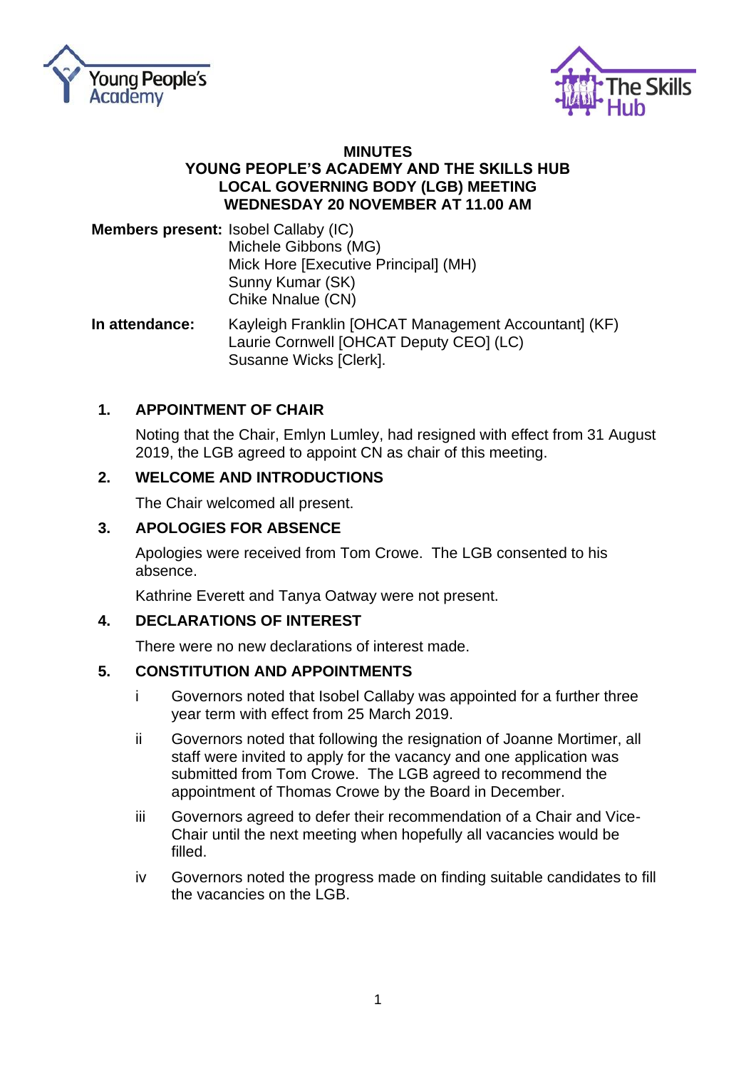Young People's Academy

The Skills Hub

# MINUTES
# YOUNG PEOPLE'S ACADEMY AND THE SKILLS HUB LOCAL GOVERNING BODY (LGB) MEETING WEDNESDAY 20 NOVEMBER AT 11.00 AM

**Members present:** Isobel Callaby (IC)
Michele Gibbons (MG)
Mick Hore [Executive Principal] (MH)
Sunny Kumar (SK)
Chike Nnalue (CN)

**In attendance:** Kayleigh Franklin [OHCAT Management Accountant] (KF)
Laurie Cornwell [OHCAT Deputy CEO] (LC)
Susanne Wicks [Clerk].

## 1. APPOINTMENT OF CHAIR

Noting that the Chair, Emlyn Lumley, had resigned with effect from 31 August 2019, the LGB agreed to appoint CN as chair of this meeting.

## 2. WELCOME AND INTRODUCTIONS

The Chair welcomed all present.

## 3. APOLOGIES FOR ABSENCE

Apologies were received from Tom Crowe. The LGB consented to his absence.

Kathrine Everett and Tanya Oatway were not present.

## 4. DECLARATIONS OF INTEREST

There were no new declarations of interest made.

## 5. CONSTITUTION AND APPOINTMENTS

i Governors noted that Isobel Callaby was appointed for a further three year term with effect from 25 March 2019.

ii Governors noted that following the resignation of Joanne Mortimer, all staff were invited to apply for the vacancy and one application was submitted from Tom Crowe. The LGB agreed to recommend the appointment of Thomas Crowe by the Board in December.

iii Governors agreed to defer their recommendation of a Chair and Vice-Chair until the next meeting when hopefully all vacancies would be filled.

iv Governors noted the progress made on finding suitable candidates to fill the vacancies on the LGB.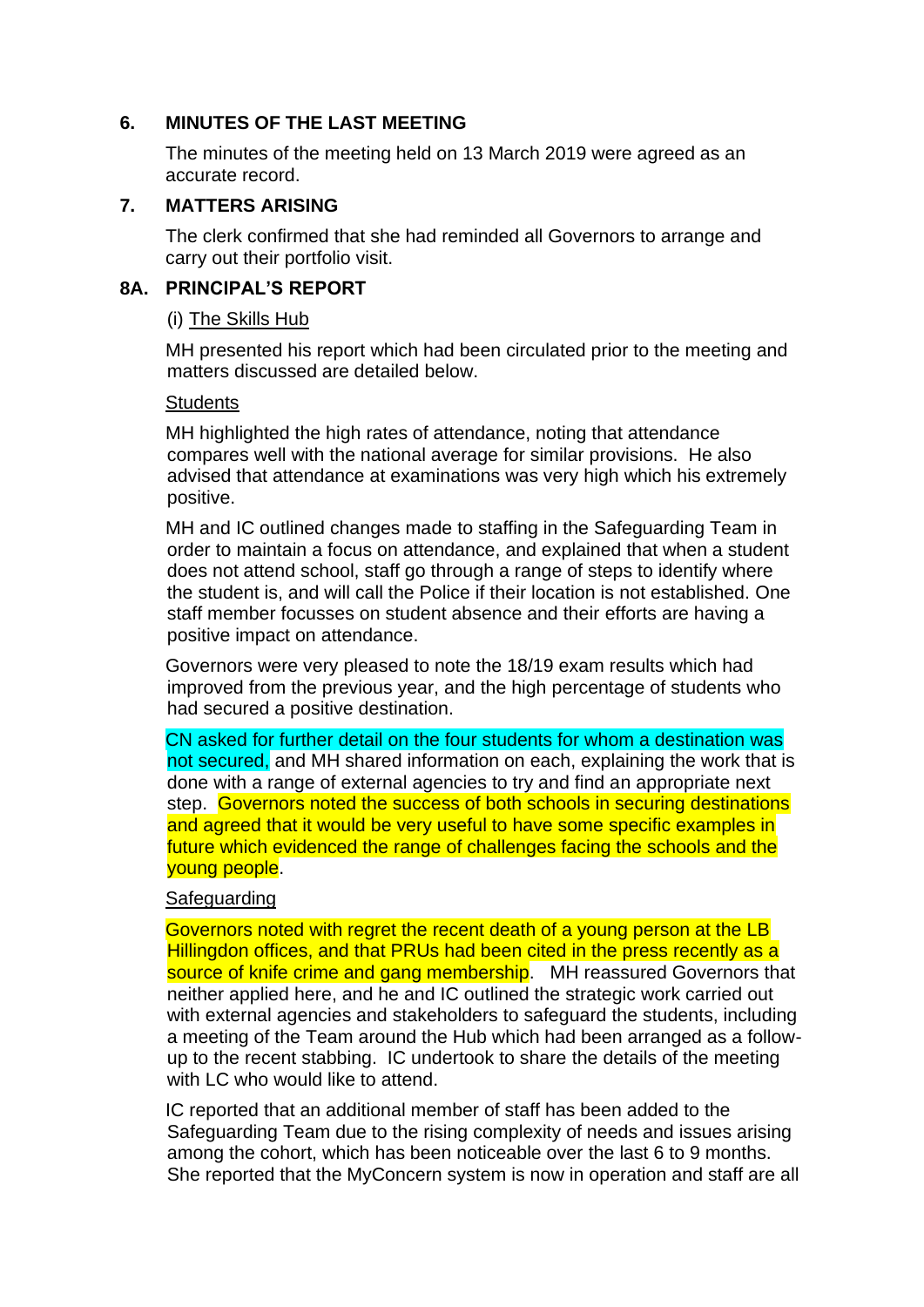## 6. MINUTES OF THE LAST MEETING

The minutes of the meeting held on 13 March 2019 were agreed as an accurate record.

## 7. MATTERS ARISING

The clerk confirmed that she had reminded all Governors to arrange and carry out their portfolio visit.

## 8A. PRINCIPAL'S REPORT

(i) The Skills Hub

MH presented his report which had been circulated prior to the meeting and matters discussed are detailed below.

Students

MH highlighted the high rates of attendance, noting that attendance compares well with the national average for similar provisions. He also advised that attendance at examinations was very high which his extremely positive.

MH and IC outlined changes made to staffing in the Safeguarding Team in order to maintain a focus on attendance, and explained that when a student does not attend school, staff go through a range of steps to identify where the student is, and will call the Police if their location is not established. One staff member focusses on student absence and their efforts are having a positive impact on attendance.

Governors were very pleased to note the 18/19 exam results which had improved from the previous year, and the high percentage of students who had secured a positive destination.

CN asked for further detail on the four students for whom a destination was not secured, and MH shared information on each, explaining the work that is done with a range of external agencies to try and find an appropriate next step. Governors noted the success of both schools in securing destinations and agreed that it would be very useful to have some specific examples in future which evidenced the range of challenges facing the schools and the young people.

Safeguarding

Governors noted with regret the recent death of a young person at the LB Hillingdon offices, and that PRUs had been cited in the press recently as a source of knife crime and gang membership. MH reassured Governors that neither applied here, and he and IC outlined the strategic work carried out with external agencies and stakeholders to safeguard the students, including a meeting of the Team around the Hub which had been arranged as a follow-up to the recent stabbing. IC undertook to share the details of the meeting with LC who would like to attend.

IC reported that an additional member of staff has been added to the Safeguarding Team due to the rising complexity of needs and issues arising among the cohort, which has been noticeable over the last 6 to 9 months. She reported that the MyConcern system is now in operation and staff are all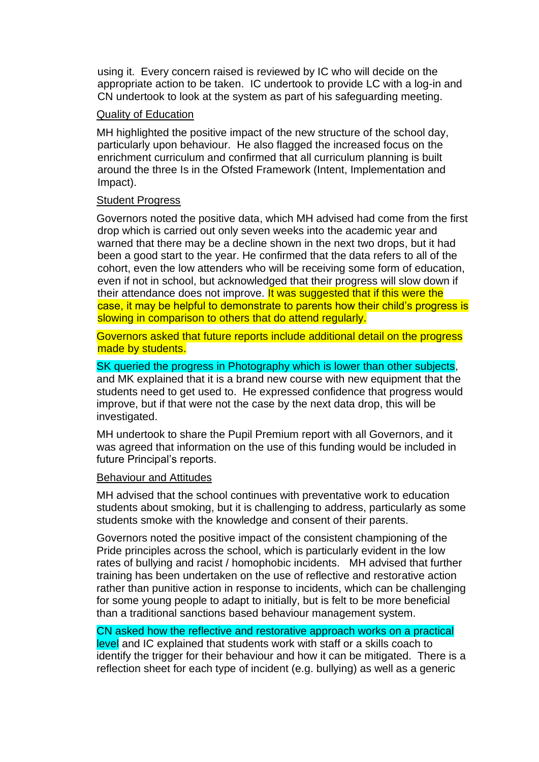using it. Every concern raised is reviewed by IC who will decide on the appropriate action to be taken. IC undertook to provide LC with a log-in and CN undertook to look at the system as part of his safeguarding meeting.

<u>Quality of Education</u>

MH highlighted the positive impact of the new structure of the school day, particularly upon behaviour. He also flagged the increased focus on the enrichment curriculum and confirmed that all curriculum planning is built around the three Is in the Ofsted Framework (Intent, Implementation and Impact).

<u>Student Progress</u>

Governors noted the positive data, which MH advised had come from the first drop which is carried out only seven weeks into the academic year and warned that there may be a decline shown in the next two drops, but it had been a good start to the year. He confirmed that the data refers to all of the cohort, even the low attenders who will be receiving some form of education, even if not in school, but acknowledged that their progress will slow down if their attendance does not improve. It was suggested that if this were the case, it may be helpful to demonstrate to parents how their child's progress is slowing in comparison to others that do attend regularly.

Governors asked that future reports include additional detail on the progress made by students.

SK queried the progress in Photography which is lower than other subjects, and MK explained that it is a brand new course with new equipment that the students need to get used to. He expressed confidence that progress would improve, but if that were not the case by the next data drop, this will be investigated.

MH undertook to share the Pupil Premium report with all Governors, and it was agreed that information on the use of this funding would be included in future Principal's reports.

<u>Behaviour and Attitudes</u>

MH advised that the school continues with preventative work to education students about smoking, but it is challenging to address, particularly as some students smoke with the knowledge and consent of their parents.

Governors noted the positive impact of the consistent championing of the Pride principles across the school, which is particularly evident in the low rates of bullying and racist / homophobic incidents. MH advised that further training has been undertaken on the use of reflective and restorative action rather than punitive action in response to incidents, which can be challenging for some young people to adapt to initially, but is felt to be more beneficial than a traditional sanctions based behaviour management system.

CN asked how the reflective and restorative approach works on a practical level and IC explained that students work with staff or a skills coach to identify the trigger for their behaviour and how it can be mitigated. There is a reflection sheet for each type of incident (e.g. bullying) as well as a generic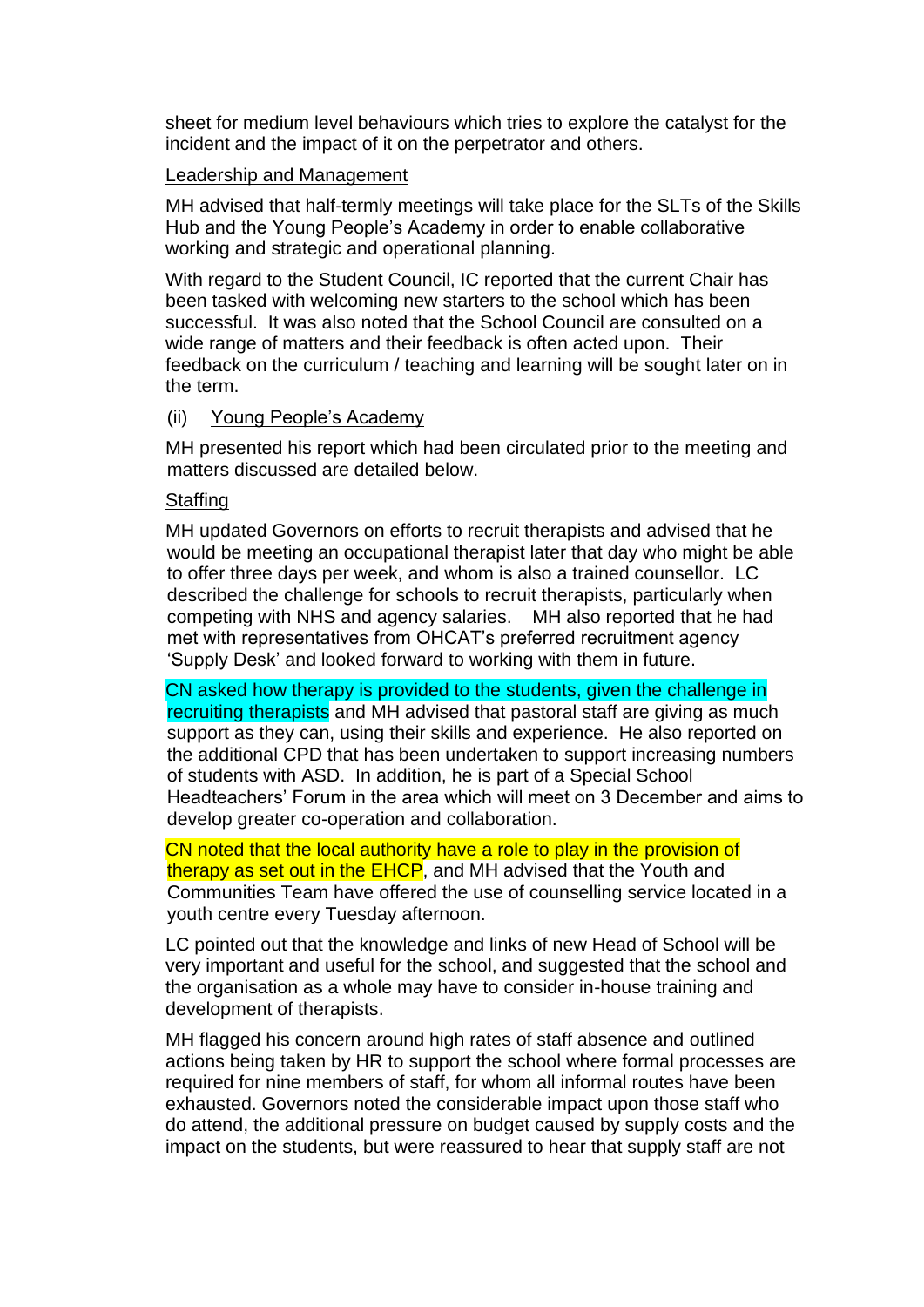sheet for medium level behaviours which tries to explore the catalyst for the incident and the impact of it on the perpetrator and others.

Leadership and Management

MH advised that half-termly meetings will take place for the SLTs of the Skills Hub and the Young People's Academy in order to enable collaborative working and strategic and operational planning.

With regard to the Student Council, IC reported that the current Chair has been tasked with welcoming new starters to the school which has been successful. It was also noted that the School Council are consulted on a wide range of matters and their feedback is often acted upon. Their feedback on the curriculum / teaching and learning will be sought later on in the term.

(ii) Young People's Academy

MH presented his report which had been circulated prior to the meeting and matters discussed are detailed below.

Staffing

MH updated Governors on efforts to recruit therapists and advised that he would be meeting an occupational therapist later that day who might be able to offer three days per week, and whom is also a trained counsellor. LC described the challenge for schools to recruit therapists, particularly when competing with NHS and agency salaries. MH also reported that he had met with representatives from OHCAT's preferred recruitment agency 'Supply Desk' and looked forward to working with them in future.

CN asked how therapy is provided to the students, given the challenge in recruiting therapists and MH advised that pastoral staff are giving as much support as they can, using their skills and experience. He also reported on the additional CPD that has been undertaken to support increasing numbers of students with ASD. In addition, he is part of a Special School Headteachers' Forum in the area which will meet on 3 December and aims to develop greater co-operation and collaboration.

CN noted that the local authority have a role to play in the provision of therapy as set out in the EHCP, and MH advised that the Youth and Communities Team have offered the use of counselling service located in a youth centre every Tuesday afternoon.

LC pointed out that the knowledge and links of new Head of School will be very important and useful for the school, and suggested that the school and the organisation as a whole may have to consider in-house training and development of therapists.

MH flagged his concern around high rates of staff absence and outlined actions being taken by HR to support the school where formal processes are required for nine members of staff, for whom all informal routes have been exhausted. Governors noted the considerable impact upon those staff who do attend, the additional pressure on budget caused by supply costs and the impact on the students, but were reassured to hear that supply staff are not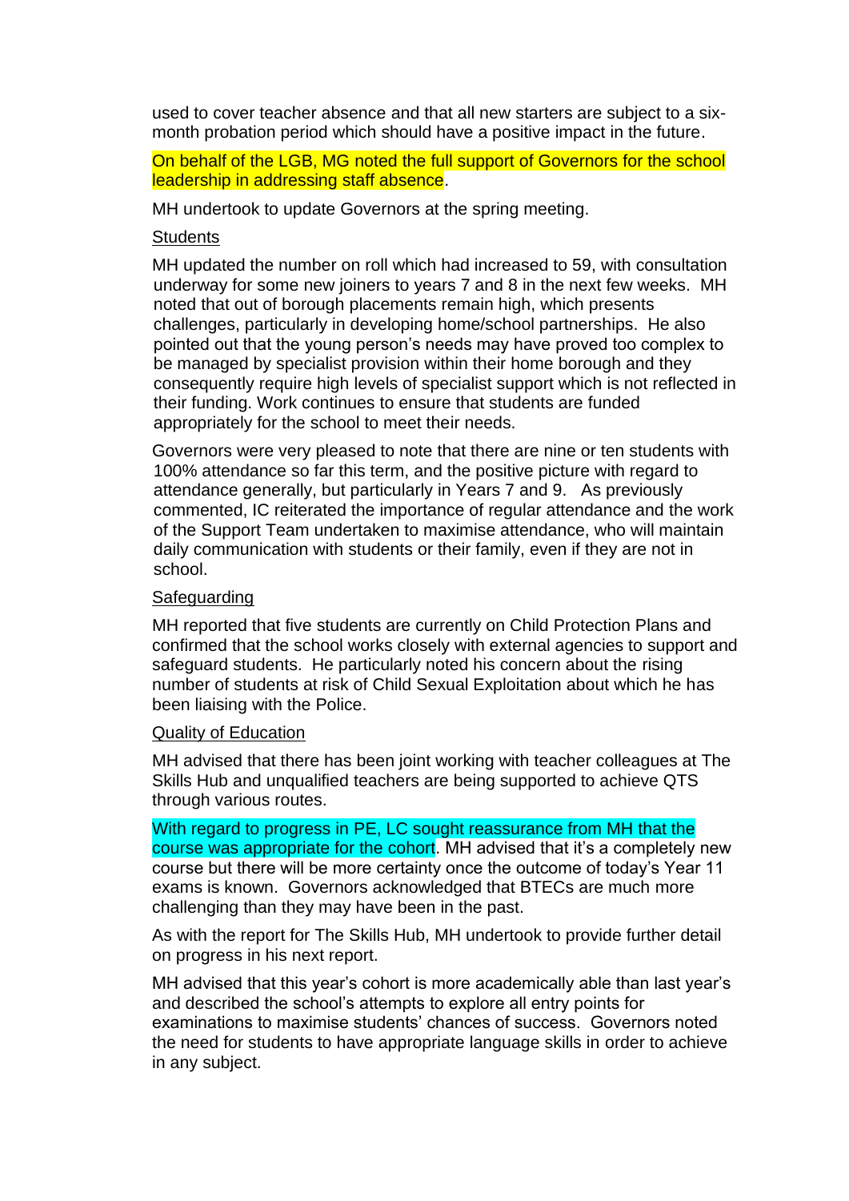used to cover teacher absence and that all new starters are subject to a six-month probation period which should have a positive impact in the future.

On behalf of the LGB, MG noted the full support of Governors for the school leadership in addressing staff absence.

MH undertook to update Governors at the spring meeting.

Students

MH updated the number on roll which had increased to 59, with consultation underway for some new joiners to years 7 and 8 in the next few weeks. MH noted that out of borough placements remain high, which presents challenges, particularly in developing home/school partnerships. He also pointed out that the young person's needs may have proved too complex to be managed by specialist provision within their home borough and they consequently require high levels of specialist support which is not reflected in their funding. Work continues to ensure that students are funded appropriately for the school to meet their needs.

Governors were very pleased to note that there are nine or ten students with 100% attendance so far this term, and the positive picture with regard to attendance generally, but particularly in Years 7 and 9. As previously commented, IC reiterated the importance of regular attendance and the work of the Support Team undertaken to maximise attendance, who will maintain daily communication with students or their family, even if they are not in school.

Safeguarding

MH reported that five students are currently on Child Protection Plans and confirmed that the school works closely with external agencies to support and safeguard students. He particularly noted his concern about the rising number of students at risk of Child Sexual Exploitation about which he has been liaising with the Police.

Quality of Education

MH advised that there has been joint working with teacher colleagues at The Skills Hub and unqualified teachers are being supported to achieve QTS through various routes.

With regard to progress in PE, LC sought reassurance from MH that the course was appropriate for the cohort. MH advised that it's a completely new course but there will be more certainty once the outcome of today's Year 11 exams is known. Governors acknowledged that BTECs are much more challenging than they may have been in the past.

As with the report for The Skills Hub, MH undertook to provide further detail on progress in his next report.

MH advised that this year's cohort is more academically able than last year's and described the school's attempts to explore all entry points for examinations to maximise students' chances of success. Governors noted the need for students to have appropriate language skills in order to achieve in any subject.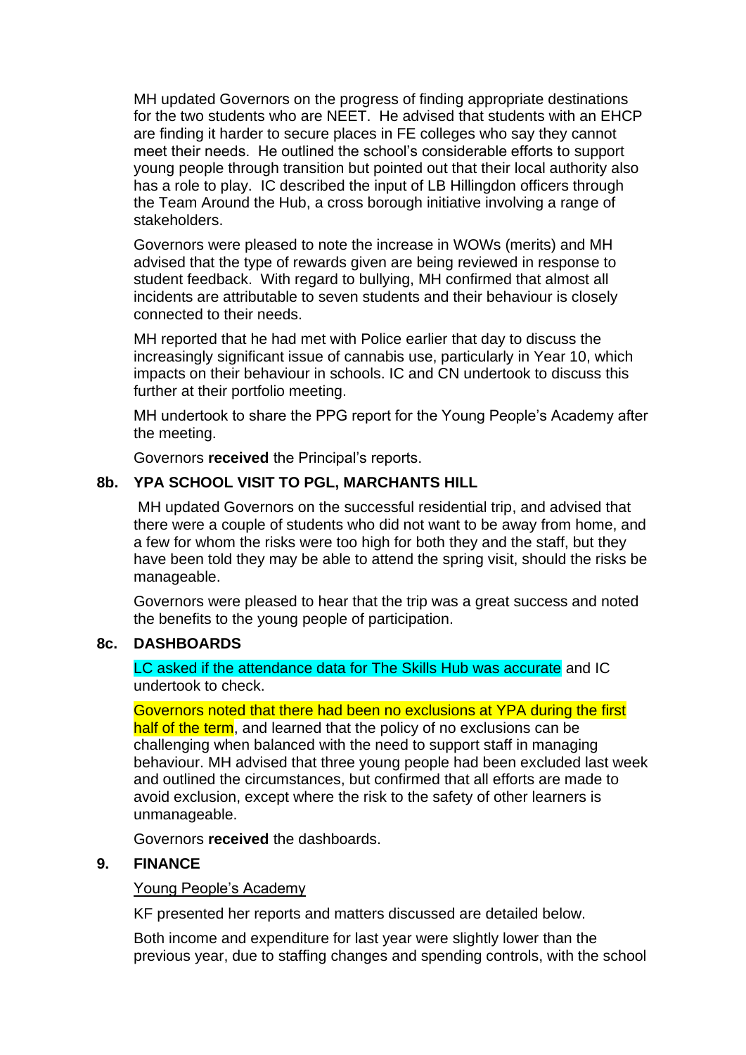MH updated Governors on the progress of finding appropriate destinations for the two students who are NEET. He advised that students with an EHCP are finding it harder to secure places in FE colleges who say they cannot meet their needs. He outlined the school's considerable efforts to support young people through transition but pointed out that their local authority also has a role to play. IC described the input of LB Hillingdon officers through the Team Around the Hub, a cross borough initiative involving a range of stakeholders.

Governors were pleased to note the increase in WOWs (merits) and MH advised that the type of rewards given are being reviewed in response to student feedback. With regard to bullying, MH confirmed that almost all incidents are attributable to seven students and their behaviour is closely connected to their needs.

MH reported that he had met with Police earlier that day to discuss the increasingly significant issue of cannabis use, particularly in Year 10, which impacts on their behaviour in schools. IC and CN undertook to discuss this further at their portfolio meeting.

MH undertook to share the PPG report for the Young People's Academy after the meeting.

Governors **received** the Principal's reports.

## 8b. YPA SCHOOL VISIT TO PGL, MARCHANTS HILL

MH updated Governors on the successful residential trip, and advised that there were a couple of students who did not want to be away from home, and a few for whom the risks were too high for both they and the staff, but they have been told they may be able to attend the spring visit, should the risks be manageable.

Governors were pleased to hear that the trip was a great success and noted the benefits to the young people of participation.

## 8c. DASHBOARDS

LC asked if the attendance data for The Skills Hub was accurate and IC undertook to check.

Governors noted that there had been no exclusions at YPA during the first half of the term, and learned that the policy of no exclusions can be challenging when balanced with the need to support staff in managing behaviour. MH advised that three young people had been excluded last week and outlined the circumstances, but confirmed that all efforts are made to avoid exclusion, except where the risk to the safety of other learners is unmanageable.

Governors **received** the dashboards.

## 9. FINANCE

Young People's Academy

KF presented her reports and matters discussed are detailed below.

Both income and expenditure for last year were slightly lower than the previous year, due to staffing changes and spending controls, with the school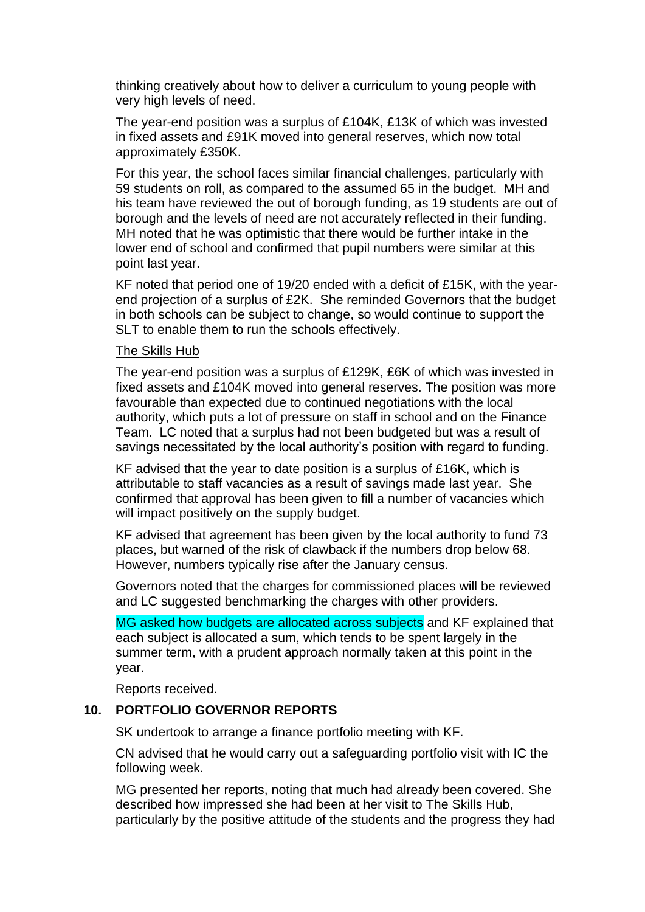thinking creatively about how to deliver a curriculum to young people with very high levels of need.

The year-end position was a surplus of £104K, £13K of which was invested in fixed assets and £91K moved into general reserves, which now total approximately £350K.

For this year, the school faces similar financial challenges, particularly with 59 students on roll, as compared to the assumed 65 in the budget. MH and his team have reviewed the out of borough funding, as 19 students are out of borough and the levels of need are not accurately reflected in their funding. MH noted that he was optimistic that there would be further intake in the lower end of school and confirmed that pupil numbers were similar at this point last year.

KF noted that period one of 19/20 ended with a deficit of £15K, with the year-end projection of a surplus of £2K. She reminded Governors that the budget in both schools can be subject to change, so would continue to support the SLT to enable them to run the schools effectively.

The Skills Hub

The year-end position was a surplus of £129K, £6K of which was invested in fixed assets and £104K moved into general reserves. The position was more favourable than expected due to continued negotiations with the local authority, which puts a lot of pressure on staff in school and on the Finance Team. LC noted that a surplus had not been budgeted but was a result of savings necessitated by the local authority's position with regard to funding.

KF advised that the year to date position is a surplus of £16K, which is attributable to staff vacancies as a result of savings made last year. She confirmed that approval has been given to fill a number of vacancies which will impact positively on the supply budget.

KF advised that agreement has been given by the local authority to fund 73 places, but warned of the risk of clawback if the numbers drop below 68. However, numbers typically rise after the January census.

Governors noted that the charges for commissioned places will be reviewed and LC suggested benchmarking the charges with other providers.

MG asked how budgets are allocated across subjects and KF explained that each subject is allocated a sum, which tends to be spent largely in the summer term, with a prudent approach normally taken at this point in the year.

Reports received.

## 10. PORTFOLIO GOVERNOR REPORTS

SK undertook to arrange a finance portfolio meeting with KF.

CN advised that he would carry out a safeguarding portfolio visit with IC the following week.

MG presented her reports, noting that much had already been covered. She described how impressed she had been at her visit to The Skills Hub, particularly by the positive attitude of the students and the progress they had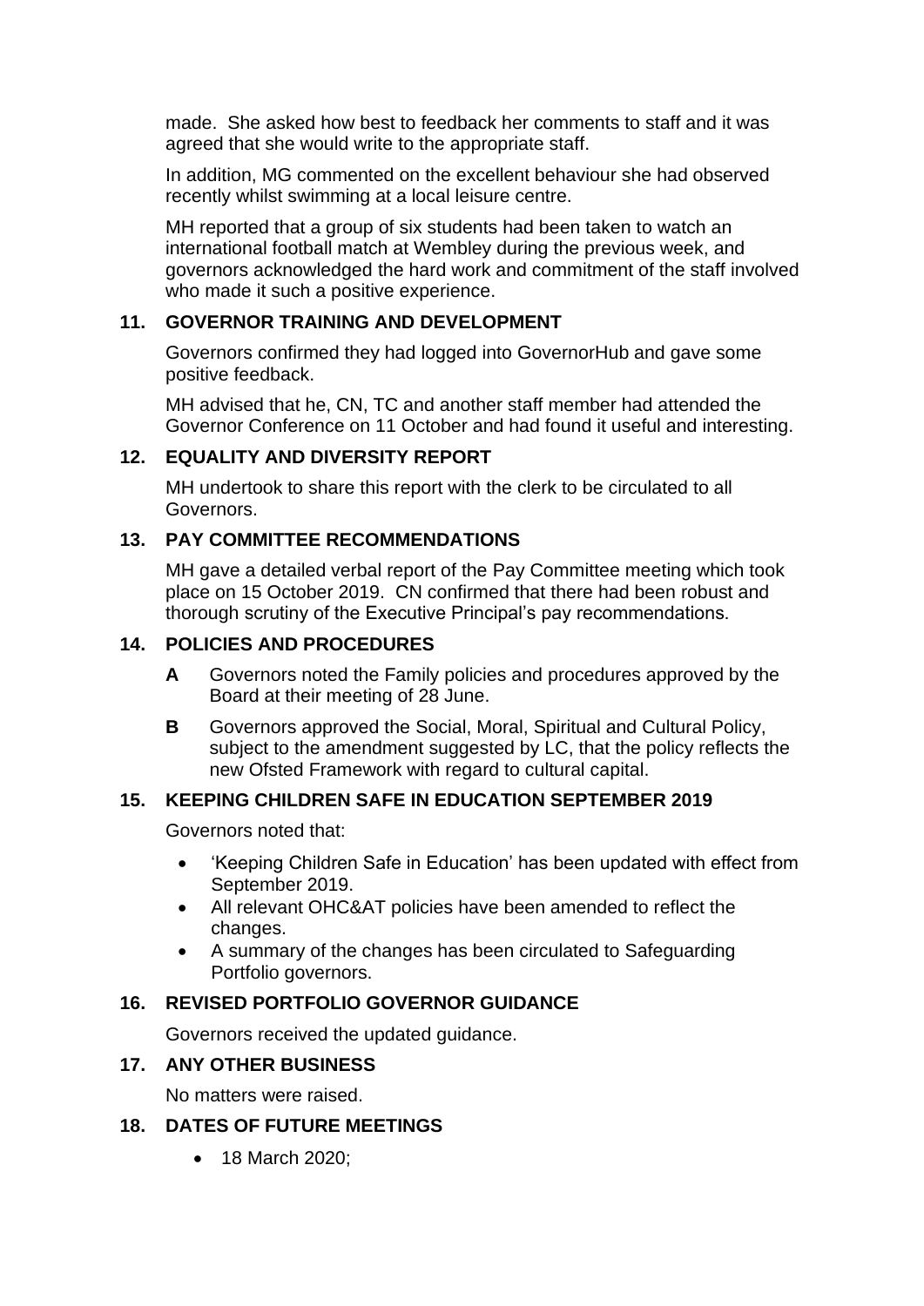made. She asked how best to feedback her comments to staff and it was agreed that she would write to the appropriate staff.

In addition, MG commented on the excellent behaviour she had observed recently whilst swimming at a local leisure centre.

MH reported that a group of six students had been taken to watch an international football match at Wembley during the previous week, and governors acknowledged the hard work and commitment of the staff involved who made it such a positive experience.

## 11. GOVERNOR TRAINING AND DEVELOPMENT

Governors confirmed they had logged into GovernorHub and gave some positive feedback.

MH advised that he, CN, TC and another staff member had attended the Governor Conference on 11 October and had found it useful and interesting.

## 12. EQUALITY AND DIVERSITY REPORT

MH undertook to share this report with the clerk to be circulated to all Governors.

## 13. PAY COMMITTEE RECOMMENDATIONS

MH gave a detailed verbal report of the Pay Committee meeting which took place on 15 October 2019. CN confirmed that there had been robust and thorough scrutiny of the Executive Principal's pay recommendations.

## 14. POLICIES AND PROCEDURES

**A** Governors noted the Family policies and procedures approved by the Board at their meeting of 28 June.

**B** Governors approved the Social, Moral, Spiritual and Cultural Policy, subject to the amendment suggested by LC, that the policy reflects the new Ofsted Framework with regard to cultural capital.

## 15. KEEPING CHILDREN SAFE IN EDUCATION SEPTEMBER 2019

Governors noted that:

- 'Keeping Children Safe in Education' has been updated with effect from September 2019.
- All relevant OHC&AT policies have been amended to reflect the changes.
- A summary of the changes has been circulated to Safeguarding Portfolio governors.

## 16. REVISED PORTFOLIO GOVERNOR GUIDANCE

Governors received the updated guidance.

## 17. ANY OTHER BUSINESS

No matters were raised.

## 18. DATES OF FUTURE MEETINGS

- 18 March 2020;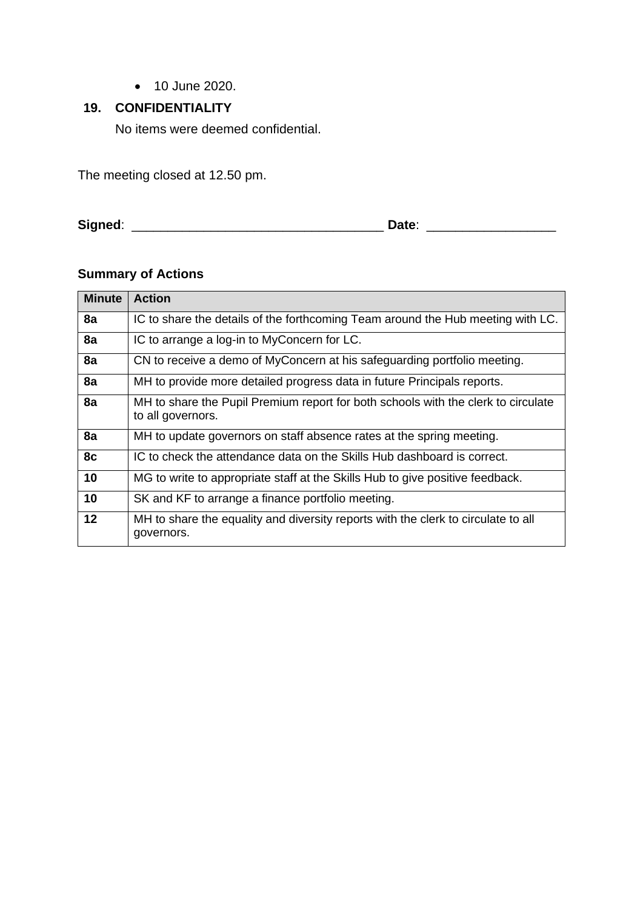- 10 June 2020.

## 19. CONFIDENTIALITY

No items were deemed confidential.

The meeting closed at 12.50 pm.

**Signed**: ___________________________________ **Date**: __________________

### Summary of Actions

| Minute | Action |
|---|---|
| **8a** | IC to share the details of the forthcoming Team around the Hub meeting with LC. |
| **8a** | IC to arrange a log-in to MyConcern for LC. |
| **8a** | CN to receive a demo of MyConcern at his safeguarding portfolio meeting. |
| **8a** | MH to provide more detailed progress data in future Principals reports. |
| **8a** | MH to share the Pupil Premium report for both schools with the clerk to circulate to all governors. |
| **8a** | MH to update governors on staff absence rates at the spring meeting. |
| **8c** | IC to check the attendance data on the Skills Hub dashboard is correct. |
| **10** | MG to write to appropriate staff at the Skills Hub to give positive feedback. |
| **10** | SK and KF to arrange a finance portfolio meeting. |
| **12** | MH to share the equality and diversity reports with the clerk to circulate to all governors. |